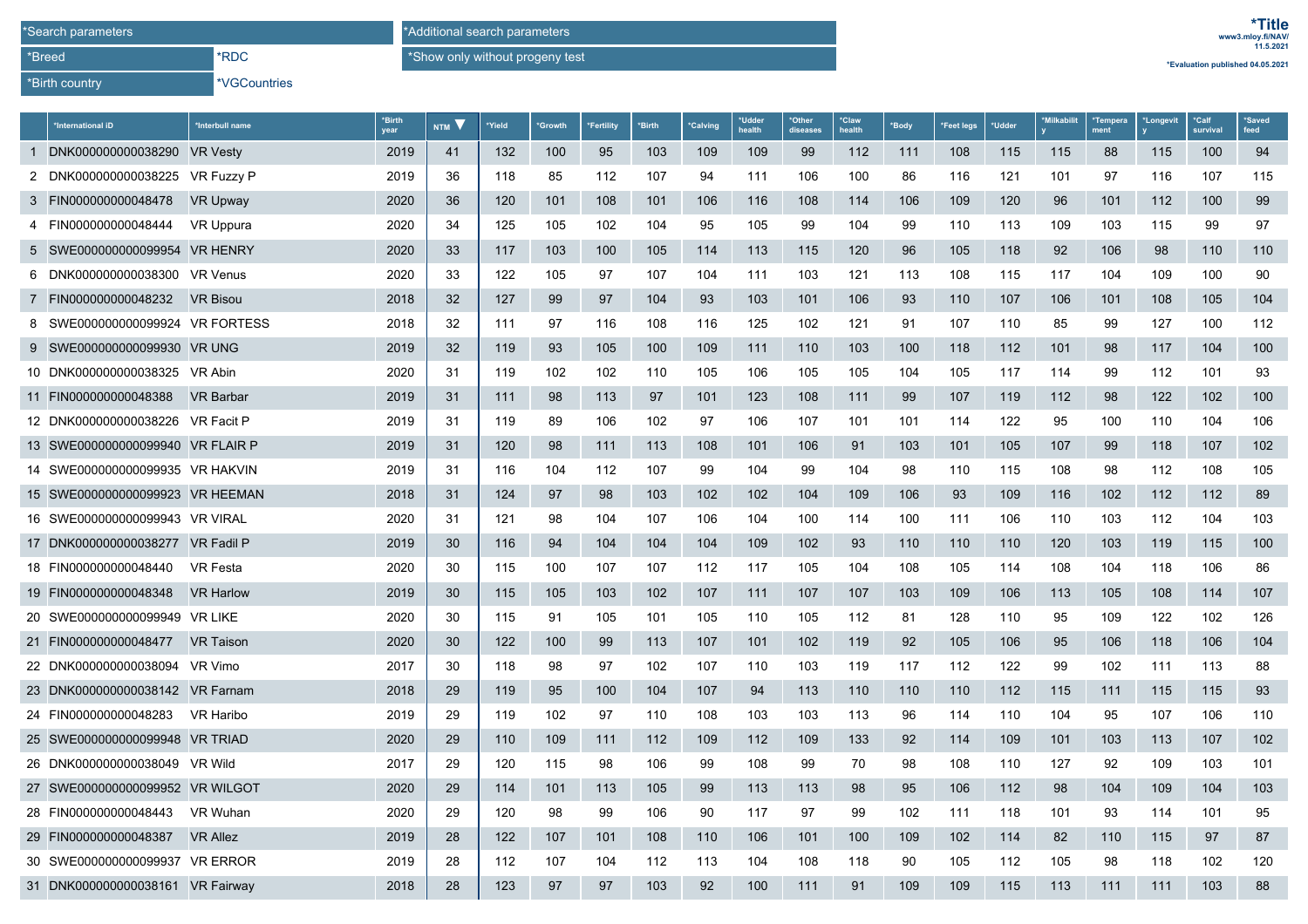| *Search parameters | | *Additional search parameters |
|---|---|---|
| *Breed | *RDC | *Show only without progeny test |
| *Birth country | *VGCountries | |

**\*Title**
www3.mloy.fi/NAV/
11.5.2021

*Evaluation published 04.05.2021

| | *International ID | *Interbull name | *Birth year | NTM ▼ | *Yield | *Growth | *Fertility | *Birth | *Calving | *Udder health | *Other diseases | *Claw health | *Body | *Feet legs | *Udder | *Milkability | *Temperament | *Longevity | *Calf survival | *Saved feed |
|---|---|---|---|---|---|---|---|---|---|---|---|---|---|---|---|---|---|---|---|---|
| 1 | DNK000000000038290 | VR Vesty | 2019 | 41 | 132 | 100 | 95 | 103 | 109 | 109 | 99 | 112 | 111 | 108 | 115 | 115 | 88 | 115 | 100 | 94 |
| 2 | DNK000000000038225 | VR Fuzzy P | 2019 | 36 | 118 | 85 | 112 | 107 | 94 | 111 | 106 | 100 | 86 | 116 | 121 | 101 | 97 | 116 | 107 | 115 |
| 3 | FIN000000000048478 | VR Upway | 2020 | 36 | 120 | 101 | 108 | 101 | 106 | 116 | 108 | 114 | 106 | 109 | 120 | 96 | 101 | 112 | 100 | 99 |
| 4 | FIN000000000048444 | VR Uppura | 2020 | 34 | 125 | 105 | 102 | 104 | 95 | 105 | 99 | 104 | 99 | 110 | 113 | 109 | 103 | 115 | 99 | 97 |
| 5 | SWE000000000099954 | VR HENRY | 2020 | 33 | 117 | 103 | 100 | 105 | 114 | 113 | 115 | 120 | 96 | 105 | 118 | 92 | 106 | 98 | 110 | 110 |
| 6 | DNK000000000038300 | VR Venus | 2020 | 33 | 122 | 105 | 97 | 107 | 104 | 111 | 103 | 121 | 113 | 108 | 115 | 117 | 104 | 109 | 100 | 90 |
| 7 | FIN000000000048232 | VR Bisou | 2018 | 32 | 127 | 99 | 97 | 104 | 93 | 103 | 101 | 106 | 93 | 110 | 107 | 106 | 101 | 108 | 105 | 104 |
| 8 | SWE000000000099924 | VR FORTESS | 2018 | 32 | 111 | 97 | 116 | 108 | 116 | 125 | 102 | 121 | 91 | 107 | 110 | 85 | 99 | 127 | 100 | 112 |
| 9 | SWE000000000099930 | VR UNG | 2019 | 32 | 119 | 93 | 105 | 100 | 109 | 111 | 110 | 103 | 100 | 118 | 112 | 101 | 98 | 117 | 104 | 100 |
| 10 | DNK000000000038325 | VR Abin | 2020 | 31 | 119 | 102 | 102 | 110 | 105 | 106 | 105 | 105 | 104 | 105 | 117 | 114 | 99 | 112 | 101 | 93 |
| 11 | FIN000000000048388 | VR Barbar | 2019 | 31 | 111 | 98 | 113 | 97 | 101 | 123 | 108 | 111 | 99 | 107 | 119 | 112 | 98 | 122 | 102 | 100 |
| 12 | DNK000000000038226 | VR Facit P | 2019 | 31 | 119 | 89 | 106 | 102 | 97 | 106 | 107 | 101 | 101 | 114 | 122 | 95 | 100 | 110 | 104 | 106 |
| 13 | SWE000000000099940 | VR FLAIR P | 2019 | 31 | 120 | 98 | 111 | 113 | 108 | 101 | 106 | 91 | 103 | 101 | 105 | 107 | 99 | 118 | 107 | 102 |
| 14 | SWE000000000099935 | VR HAKVIN | 2019 | 31 | 116 | 104 | 112 | 107 | 99 | 104 | 99 | 104 | 98 | 110 | 115 | 108 | 98 | 112 | 108 | 105 |
| 15 | SWE000000000099923 | VR HEEMAN | 2018 | 31 | 124 | 97 | 98 | 103 | 102 | 102 | 104 | 109 | 106 | 93 | 109 | 116 | 102 | 112 | 112 | 89 |
| 16 | SWE000000000099943 | VR VIRAL | 2020 | 31 | 121 | 98 | 104 | 107 | 106 | 104 | 100 | 114 | 100 | 111 | 106 | 110 | 103 | 112 | 104 | 103 |
| 17 | DNK000000000038277 | VR Fadil P | 2019 | 30 | 116 | 94 | 104 | 104 | 104 | 109 | 102 | 93 | 110 | 110 | 110 | 120 | 103 | 119 | 115 | 100 |
| 18 | FIN000000000048440 | VR Festa | 2020 | 30 | 115 | 100 | 107 | 107 | 112 | 117 | 105 | 104 | 108 | 105 | 114 | 108 | 104 | 118 | 106 | 86 |
| 19 | FIN000000000048348 | VR Harlow | 2019 | 30 | 115 | 105 | 103 | 102 | 107 | 111 | 107 | 107 | 103 | 109 | 106 | 113 | 105 | 108 | 114 | 107 |
| 20 | SWE000000000099949 | VR LIKE | 2020 | 30 | 115 | 91 | 105 | 101 | 105 | 110 | 105 | 112 | 81 | 128 | 110 | 95 | 109 | 122 | 102 | 126 |
| 21 | FIN000000000048477 | VR Taison | 2020 | 30 | 122 | 100 | 99 | 113 | 107 | 101 | 102 | 119 | 92 | 105 | 106 | 95 | 106 | 118 | 106 | 104 |
| 22 | DNK000000000038094 | VR Vimo | 2017 | 30 | 118 | 98 | 97 | 102 | 107 | 110 | 103 | 119 | 117 | 112 | 122 | 99 | 102 | 111 | 113 | 88 |
| 23 | DNK000000000038142 | VR Farnam | 2018 | 29 | 119 | 95 | 100 | 104 | 107 | 94 | 113 | 110 | 110 | 110 | 112 | 115 | 111 | 115 | 115 | 93 |
| 24 | FIN000000000048283 | VR Haribo | 2019 | 29 | 119 | 102 | 97 | 110 | 108 | 103 | 103 | 113 | 96 | 114 | 110 | 104 | 95 | 107 | 106 | 110 |
| 25 | SWE000000000099948 | VR TRIAD | 2020 | 29 | 110 | 109 | 111 | 112 | 109 | 112 | 109 | 133 | 92 | 114 | 109 | 101 | 103 | 113 | 107 | 102 |
| 26 | DNK000000000038049 | VR Wild | 2017 | 29 | 120 | 115 | 98 | 106 | 99 | 108 | 99 | 70 | 98 | 108 | 110 | 127 | 92 | 109 | 103 | 101 |
| 27 | SWE000000000099952 | VR WILGOT | 2020 | 29 | 114 | 101 | 113 | 105 | 99 | 113 | 113 | 98 | 95 | 106 | 112 | 98 | 104 | 109 | 104 | 103 |
| 28 | FIN000000000048443 | VR Wuhan | 2020 | 29 | 120 | 98 | 99 | 106 | 90 | 117 | 97 | 99 | 102 | 111 | 118 | 101 | 93 | 114 | 101 | 95 |
| 29 | FIN000000000048387 | VR Allez | 2019 | 28 | 122 | 107 | 101 | 108 | 110 | 106 | 101 | 100 | 109 | 102 | 114 | 82 | 110 | 115 | 97 | 87 |
| 30 | SWE000000000099937 | VR ERROR | 2019 | 28 | 112 | 107 | 104 | 112 | 113 | 104 | 108 | 118 | 90 | 105 | 112 | 105 | 98 | 118 | 102 | 120 |
| 31 | DNK000000000038161 | VR Fairway | 2018 | 28 | 123 | 97 | 97 | 103 | 92 | 100 | 111 | 91 | 109 | 109 | 115 | 113 | 111 | 111 | 103 | 88 |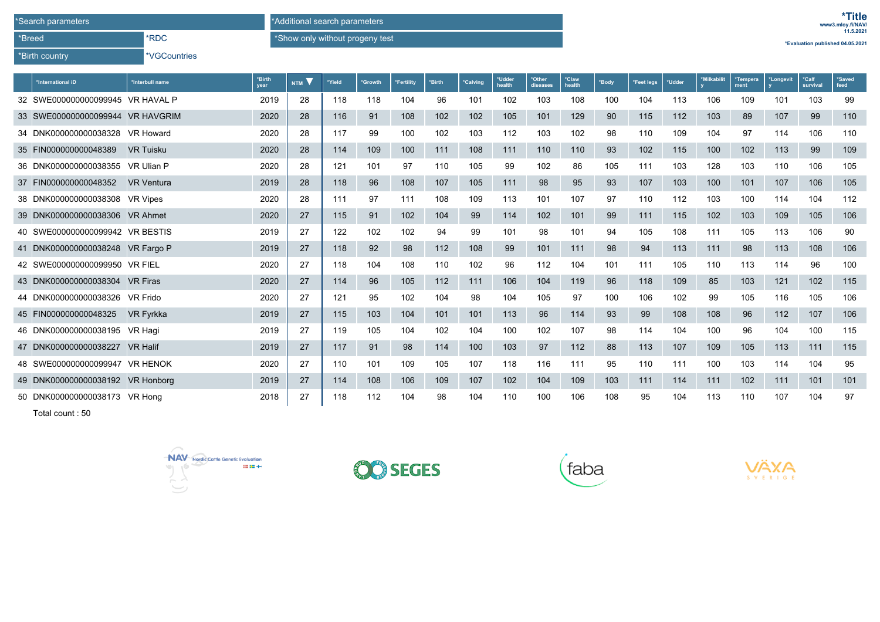| *Search parameters | | *Additional search parameters |
|---|---|---|
| *Breed | *RDC | *Show only without progeny test |
| *Birth country | *VGCountries | |

**\*Title**
www3.mloy.fi/NAV/
11.5.2021

*Evaluation published 04.05.2021

| | *International ID | *Interbull name | *Birth year | NTM | *Yield | *Growth | *Fertility | *Birth | *Calving | *Udder health | *Other diseases | *Claw health | *Body | *Feet legs | *Udder | *Milkability | *Temperament | *Longevity | *Calf survival | *Saved feed |
|---|---|---|---|---|---|---|---|---|---|---|---|---|---|---|---|---|---|---|---|---|
| 32 | SWE000000000099945 | VR HAVAL P | 2019 | 28 | 118 | 118 | 104 | 96 | 101 | 102 | 103 | 108 | 100 | 104 | 113 | 106 | 109 | 101 | 103 | 99 |
| 33 | SWE000000000099944 | VR HAVGRIM | 2020 | 28 | 116 | 91 | 108 | 102 | 102 | 105 | 101 | 129 | 90 | 115 | 112 | 103 | 89 | 107 | 99 | 110 |
| 34 | DNK000000000038328 | VR Howard | 2020 | 28 | 117 | 99 | 100 | 102 | 103 | 112 | 103 | 102 | 98 | 110 | 109 | 104 | 97 | 114 | 106 | 110 |
| 35 | FIN000000000048389 | VR Tuisku | 2020 | 28 | 114 | 109 | 100 | 111 | 108 | 111 | 110 | 110 | 93 | 102 | 115 | 100 | 102 | 113 | 99 | 109 |
| 36 | DNK000000000038355 | VR Ulian P | 2020 | 28 | 121 | 101 | 97 | 110 | 105 | 99 | 102 | 86 | 105 | 111 | 103 | 128 | 103 | 110 | 106 | 105 |
| 37 | FIN000000000048352 | VR Ventura | 2019 | 28 | 118 | 96 | 108 | 107 | 105 | 111 | 98 | 95 | 93 | 107 | 103 | 100 | 101 | 107 | 106 | 105 |
| 38 | DNK000000000038308 | VR Vipes | 2020 | 28 | 111 | 97 | 111 | 108 | 109 | 113 | 101 | 107 | 97 | 110 | 112 | 103 | 100 | 114 | 104 | 112 |
| 39 | DNK000000000038306 | VR Ahmet | 2020 | 27 | 115 | 91 | 102 | 104 | 99 | 114 | 102 | 101 | 99 | 111 | 115 | 102 | 103 | 109 | 105 | 106 |
| 40 | SWE000000000099942 | VR BESTIS | 2019 | 27 | 122 | 102 | 102 | 94 | 99 | 101 | 98 | 101 | 94 | 105 | 108 | 111 | 105 | 113 | 106 | 90 |
| 41 | DNK000000000038248 | VR Fargo P | 2019 | 27 | 118 | 92 | 98 | 112 | 108 | 99 | 101 | 111 | 98 | 94 | 113 | 111 | 98 | 113 | 108 | 106 |
| 42 | SWE000000000099950 | VR FIEL | 2020 | 27 | 118 | 104 | 108 | 110 | 102 | 96 | 112 | 104 | 101 | 111 | 105 | 110 | 113 | 114 | 96 | 100 |
| 43 | DNK000000000038304 | VR Firas | 2020 | 27 | 114 | 96 | 105 | 112 | 111 | 106 | 104 | 119 | 96 | 118 | 109 | 85 | 103 | 121 | 102 | 115 |
| 44 | DNK000000000038326 | VR Frido | 2020 | 27 | 121 | 95 | 102 | 104 | 98 | 104 | 105 | 97 | 100 | 106 | 102 | 99 | 105 | 116 | 105 | 106 |
| 45 | FIN000000000048325 | VR Fyrkka | 2019 | 27 | 115 | 103 | 104 | 101 | 101 | 113 | 96 | 114 | 93 | 99 | 108 | 108 | 96 | 112 | 107 | 106 |
| 46 | DNK000000000038195 | VR Hagi | 2019 | 27 | 119 | 105 | 104 | 102 | 104 | 100 | 102 | 107 | 98 | 114 | 104 | 100 | 96 | 104 | 100 | 115 |
| 47 | DNK000000000038227 | VR Halif | 2019 | 27 | 117 | 91 | 98 | 114 | 100 | 103 | 97 | 112 | 88 | 113 | 107 | 109 | 105 | 113 | 111 | 115 |
| 48 | SWE000000000099947 | VR HENOK | 2020 | 27 | 110 | 101 | 109 | 105 | 107 | 118 | 116 | 111 | 95 | 110 | 111 | 100 | 103 | 114 | 104 | 95 |
| 49 | DNK000000000038192 | VR Honborg | 2019 | 27 | 114 | 108 | 106 | 109 | 107 | 102 | 104 | 109 | 103 | 111 | 114 | 111 | 102 | 111 | 101 | 101 |
| 50 | DNK000000000038173 | VR Hong | 2018 | 27 | 118 | 112 | 104 | 98 | 104 | 110 | 100 | 106 | 108 | 95 | 104 | 113 | 110 | 107 | 104 | 97 |

Total count : 50

NAV Nordic Cattle Genetic Evaluation

SEGES

faba

VÄXA SVERIGE